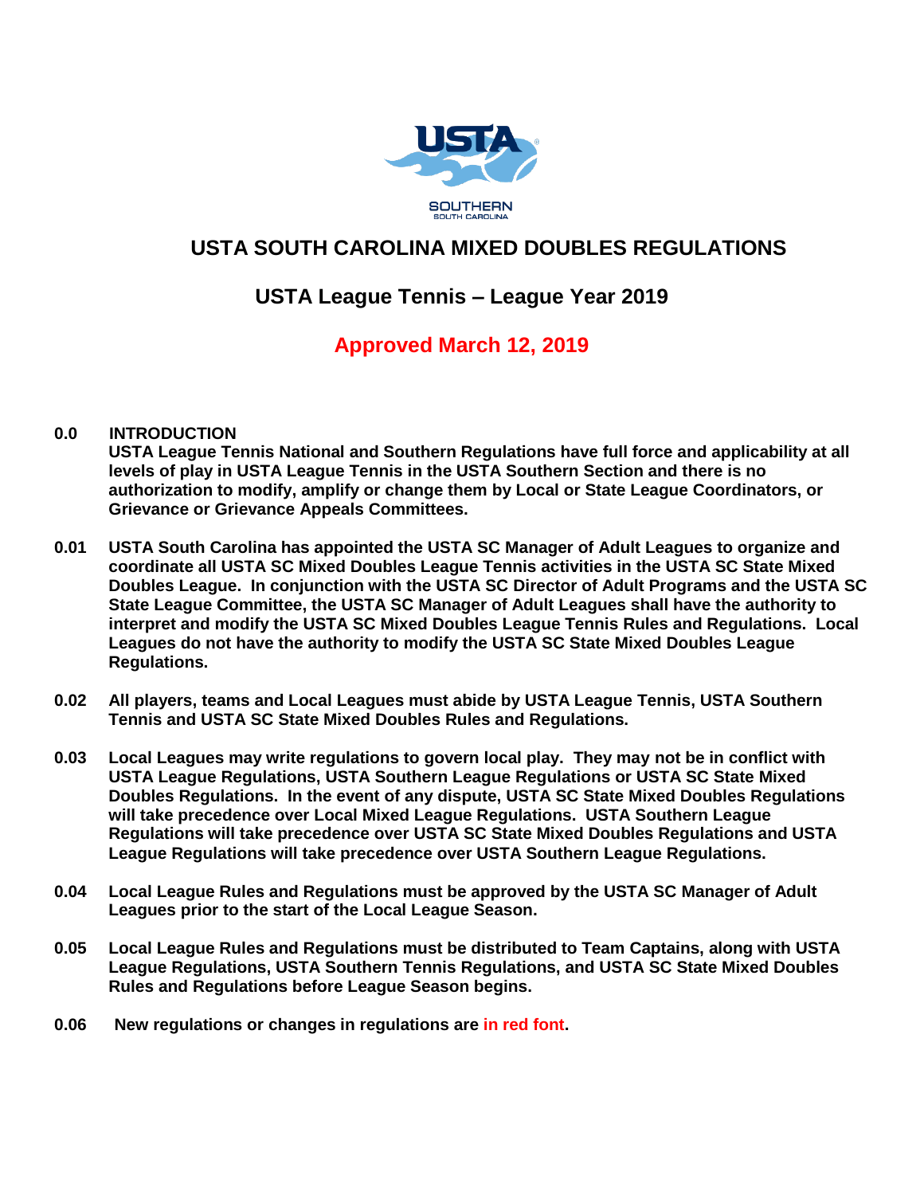# USTA SOUTH CAROLINA MIXED DOUBLES REGULATIONS

## USTA League Tennis – League Year 2019

## Approved March 12, 2019

**0.0 INTRODUCTION**

**USTA League Tennis National and Southern Regulations have full force and applicability at all levels of play in USTA League Tennis in the USTA Southern Section and there is no authorization to modify, amplify or change them by Local or State League Coordinators, or Grievance or Grievance Appeals Committees.**

**0.01** **USTA South Carolina has appointed the USTA SC Manager of Adult Leagues to organize and coordinate all USTA SC Mixed Doubles League Tennis activities in the USTA SC State Mixed Doubles League. In conjunction with the USTA SC Director of Adult Programs and the USTA SC State League Committee, the USTA SC Manager of Adult Leagues shall have the authority to interpret and modify the USTA SC Mixed Doubles League Tennis Rules and Regulations. Local Leagues do not have the authority to modify the USTA SC State Mixed Doubles League Regulations.**

**0.02** **All players, teams and Local Leagues must abide by USTA League Tennis, USTA Southern Tennis and USTA SC State Mixed Doubles Rules and Regulations.**

**0.03** **Local Leagues may write regulations to govern local play. They may not be in conflict with USTA League Regulations, USTA Southern League Regulations or USTA SC State Mixed Doubles Regulations. In the event of any dispute, USTA SC State Mixed Doubles Regulations will take precedence over Local Mixed League Regulations. USTA Southern League Regulations will take precedence over USTA SC State Mixed Doubles Regulations and USTA League Regulations will take precedence over USTA Southern League Regulations.**

**0.04** **Local League Rules and Regulations must be approved by the USTA SC Manager of Adult Leagues prior to the start of the Local League Season.**

**0.05** **Local League Rules and Regulations must be distributed to Team Captains, along with USTA League Regulations, USTA Southern Tennis Regulations, and USTA SC State Mixed Doubles Rules and Regulations before League Season begins.**

**0.06** **New regulations or changes in regulations are in red font.**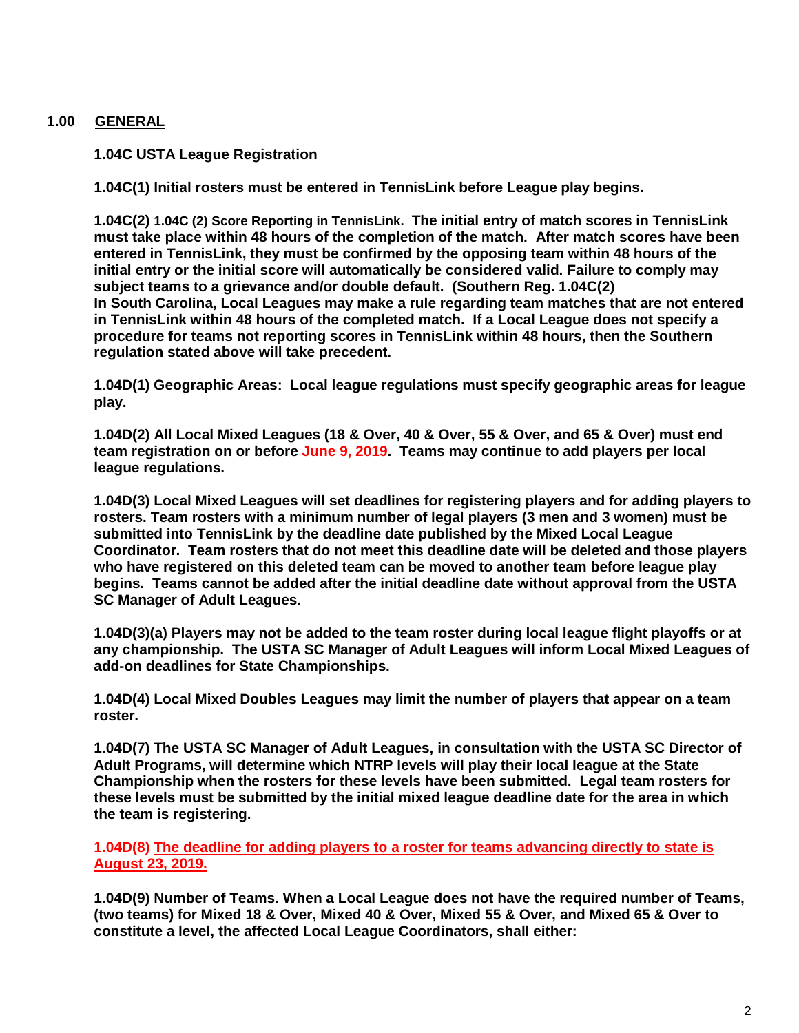## 1.00 GENERAL

**1.04C USTA League Registration**

**1.04C(1) Initial rosters must be entered in TennisLink before League play begins.**

**1.04C(2) 1.04C (2) Score Reporting in TennisLink. The initial entry of match scores in TennisLink must take place within 48 hours of the completion of the match. After match scores have been entered in TennisLink, they must be confirmed by the opposing team within 48 hours of the initial entry or the initial score will automatically be considered valid. Failure to comply may subject teams to a grievance and/or double default. (Southern Reg. 1.04C(2)**
**In South Carolina, Local Leagues may make a rule regarding team matches that are not entered in TennisLink within 48 hours of the completed match. If a Local League does not specify a procedure for teams not reporting scores in TennisLink within 48 hours, then the Southern regulation stated above will take precedent.**

**1.04D(1) Geographic Areas: Local league regulations must specify geographic areas for league play.**

**1.04D(2) All Local Mixed Leagues (18 & Over, 40 & Over, 55 & Over, and 65 & Over) must end team registration on or before June 9, 2019. Teams may continue to add players per local league regulations.**

**1.04D(3) Local Mixed Leagues will set deadlines for registering players and for adding players to rosters. Team rosters with a minimum number of legal players (3 men and 3 women) must be submitted into TennisLink by the deadline date published by the Mixed Local League Coordinator. Team rosters that do not meet this deadline date will be deleted and those players who have registered on this deleted team can be moved to another team before league play begins. Teams cannot be added after the initial deadline date without approval from the USTA SC Manager of Adult Leagues.**

**1.04D(3)(a) Players may not be added to the team roster during local league flight playoffs or at any championship. The USTA SC Manager of Adult Leagues will inform Local Mixed Leagues of add-on deadlines for State Championships.**

**1.04D(4) Local Mixed Doubles Leagues may limit the number of players that appear on a team roster.**

**1.04D(7) The USTA SC Manager of Adult Leagues, in consultation with the USTA SC Director of Adult Programs, will determine which NTRP levels will play their local league at the State Championship when the rosters for these levels have been submitted. Legal team rosters for these levels must be submitted by the initial mixed league deadline date for the area in which the team is registering.**

**1.04D(8) The deadline for adding players to a roster for teams advancing directly to state is August 23, 2019.**

**1.04D(9) Number of Teams. When a Local League does not have the required number of Teams, (two teams) for Mixed 18 & Over, Mixed 40 & Over, Mixed 55 & Over, and Mixed 65 & Over to constitute a level, the affected Local League Coordinators, shall either:**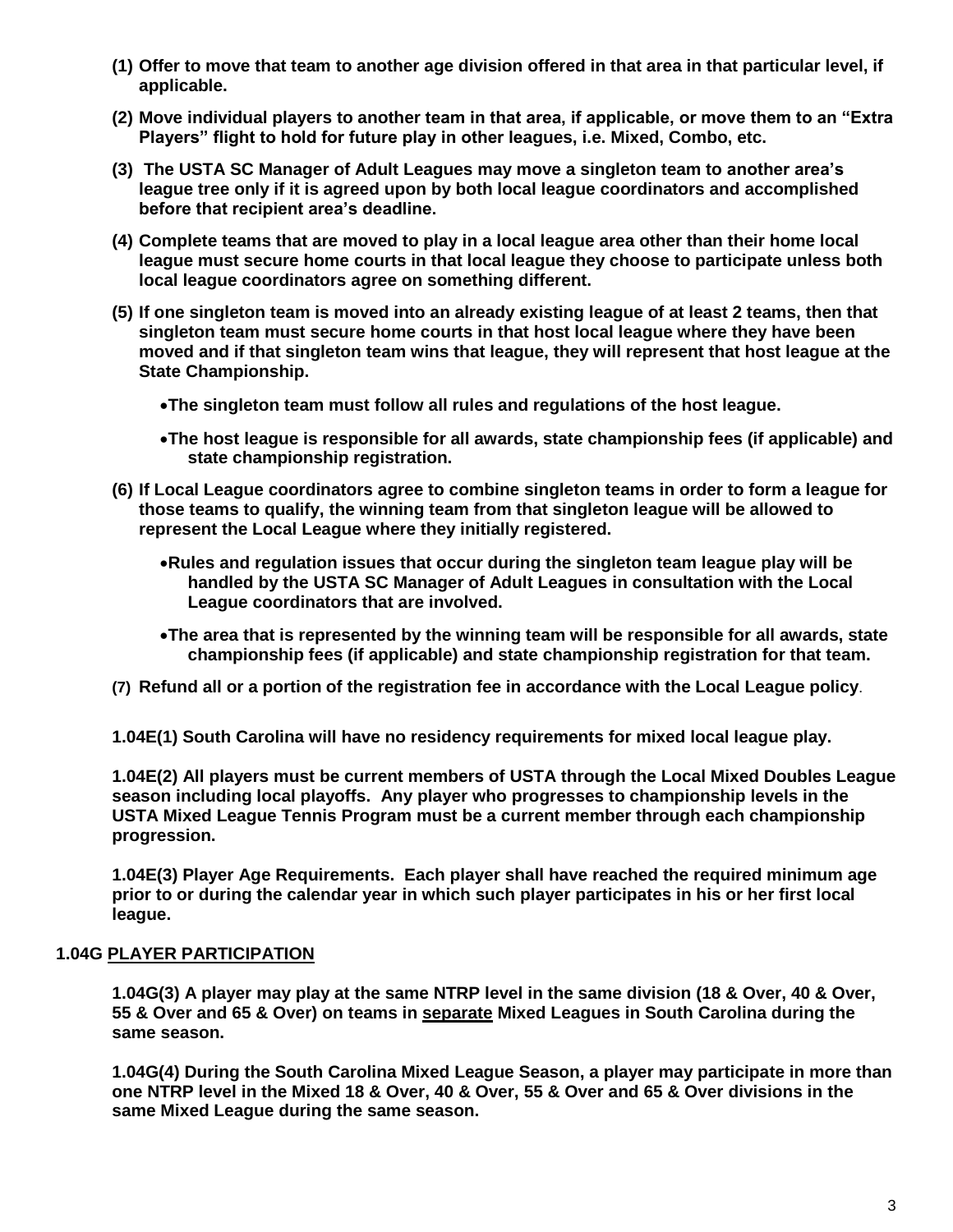**(1) Offer to move that team to another age division offered in that area in that particular level, if applicable.**

**(2) Move individual players to another team in that area, if applicable, or move them to an "Extra Players" flight to hold for future play in other leagues, i.e. Mixed, Combo, etc.**

**(3) The USTA SC Manager of Adult Leagues may move a singleton team to another area's league tree only if it is agreed upon by both local league coordinators and accomplished before that recipient area's deadline.**

**(4) Complete teams that are moved to play in a local league area other than their home local league must secure home courts in that local league they choose to participate unless both local league coordinators agree on something different.**

**(5) If one singleton team is moved into an already existing league of at least 2 teams, then that singleton team must secure home courts in that host local league where they have been moved and if that singleton team wins that league, they will represent that host league at the State Championship.**

- **The singleton team must follow all rules and regulations of the host league.**
- **The host league is responsible for all awards, state championship fees (if applicable) and state championship registration.**

**(6) If Local League coordinators agree to combine singleton teams in order to form a league for those teams to qualify, the winning team from that singleton league will be allowed to represent the Local League where they initially registered.**

- **Rules and regulation issues that occur during the singleton team league play will be handled by the USTA SC Manager of Adult Leagues in consultation with the Local League coordinators that are involved.**
- **The area that is represented by the winning team will be responsible for all awards, state championship fees (if applicable) and state championship registration for that team.**

**(7) Refund all or a portion of the registration fee in accordance with the Local League policy**.

**1.04E(1) South Carolina will have no residency requirements for mixed local league play.**

**1.04E(2) All players must be current members of USTA through the Local Mixed Doubles League season including local playoffs. Any player who progresses to championship levels in the USTA Mixed League Tennis Program must be a current member through each championship progression.**

**1.04E(3) Player Age Requirements. Each player shall have reached the required minimum age prior to or during the calendar year in which such player participates in his or her first local league.**

## 1.04G PLAYER PARTICIPATION

**1.04G(3) A player may play at the same NTRP level in the same division (18 & Over, 40 & Over, 55 & Over and 65 & Over) on teams in separate Mixed Leagues in South Carolina during the same season.**

**1.04G(4) During the South Carolina Mixed League Season, a player may participate in more than one NTRP level in the Mixed 18 & Over, 40 & Over, 55 & Over and 65 & Over divisions in the same Mixed League during the same season.**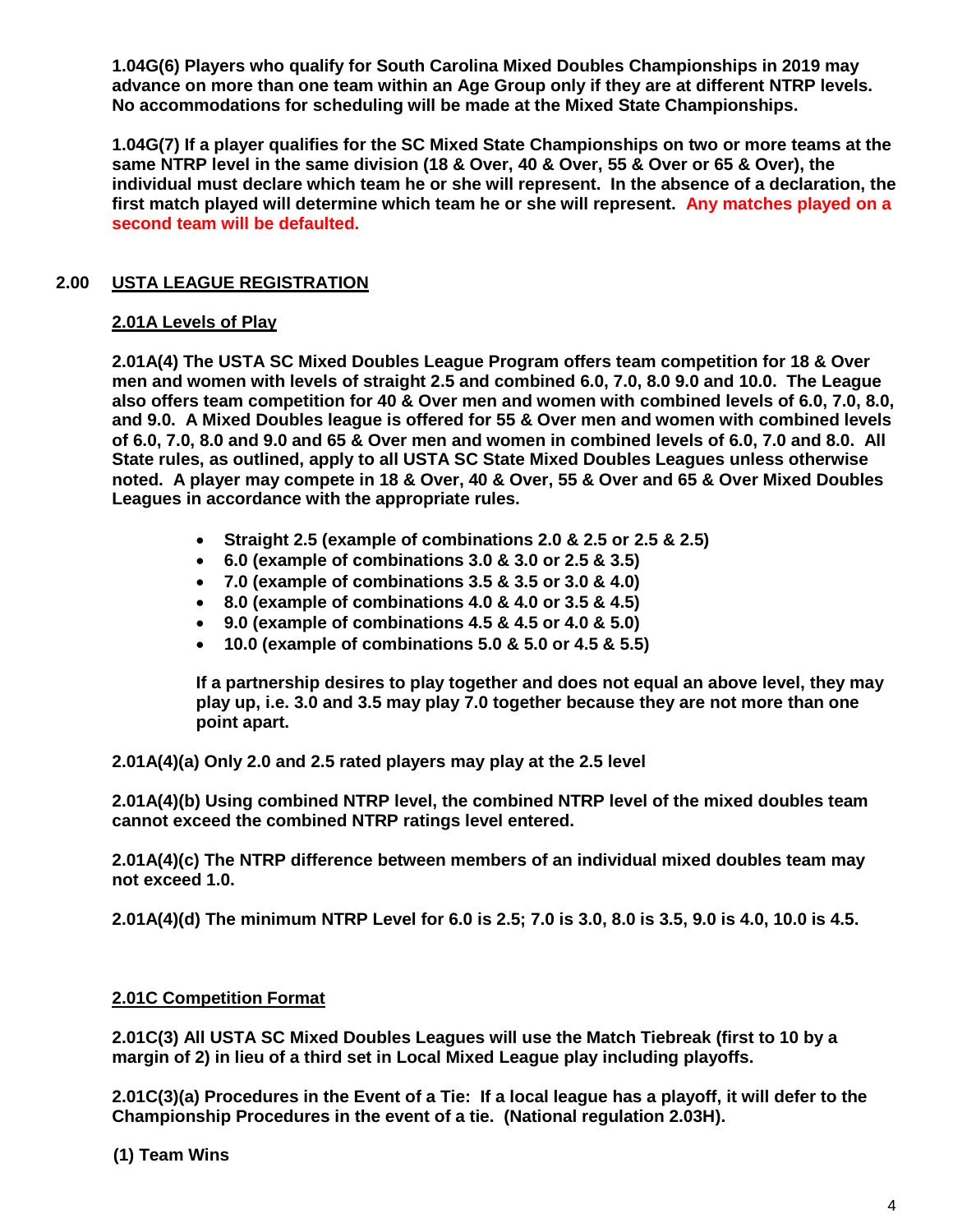**1.04G(6) Players who qualify for South Carolina Mixed Doubles Championships in 2019 may advance on more than one team within an Age Group only if they are at different NTRP levels. No accommodations for scheduling will be made at the Mixed State Championships.**

**1.04G(7) If a player qualifies for the SC Mixed State Championships on two or more teams at the same NTRP level in the same division (18 & Over, 40 & Over, 55 & Over or 65 & Over), the individual must declare which team he or she will represent. In the absence of a declaration, the first match played will determine which team he or she will represent. Any matches played on a second team will be defaulted.**

## 2.00 USTA LEAGUE REGISTRATION

### 2.01A Levels of Play

**2.01A(4) The USTA SC Mixed Doubles League Program offers team competition for 18 & Over men and women with levels of straight 2.5 and combined 6.0, 7.0, 8.0 9.0 and 10.0. The League also offers team competition for 40 & Over men and women with combined levels of 6.0, 7.0, 8.0, and 9.0. A Mixed Doubles league is offered for 55 & Over men and women with combined levels of 6.0, 7.0, 8.0 and 9.0 and 65 & Over men and women in combined levels of 6.0, 7.0 and 8.0. All State rules, as outlined, apply to all USTA SC State Mixed Doubles Leagues unless otherwise noted. A player may compete in 18 & Over, 40 & Over, 55 & Over and 65 & Over Mixed Doubles Leagues in accordance with the appropriate rules.**

- **Straight 2.5 (example of combinations 2.0 & 2.5 or 2.5 & 2.5)**
- **6.0 (example of combinations 3.0 & 3.0 or 2.5 & 3.5)**
- **7.0 (example of combinations 3.5 & 3.5 or 3.0 & 4.0)**
- **8.0 (example of combinations 4.0 & 4.0 or 3.5 & 4.5)**
- **9.0 (example of combinations 4.5 & 4.5 or 4.0 & 5.0)**
- **10.0 (example of combinations 5.0 & 5.0 or 4.5 & 5.5)**

**If a partnership desires to play together and does not equal an above level, they may play up, i.e. 3.0 and 3.5 may play 7.0 together because they are not more than one point apart.**

**2.01A(4)(a) Only 2.0 and 2.5 rated players may play at the 2.5 level**

**2.01A(4)(b) Using combined NTRP level, the combined NTRP level of the mixed doubles team cannot exceed the combined NTRP ratings level entered.**

**2.01A(4)(c) The NTRP difference between members of an individual mixed doubles team may not exceed 1.0.**

**2.01A(4)(d) The minimum NTRP Level for 6.0 is 2.5; 7.0 is 3.0, 8.0 is 3.5, 9.0 is 4.0, 10.0 is 4.5.**

### 2.01C Competition Format

**2.01C(3) All USTA SC Mixed Doubles Leagues will use the Match Tiebreak (first to 10 by a margin of 2) in lieu of a third set in Local Mixed League play including playoffs.**

**2.01C(3)(a) Procedures in the Event of a Tie: If a local league has a playoff, it will defer to the Championship Procedures in the event of a tie. (National regulation 2.03H).**

**(1) Team Wins**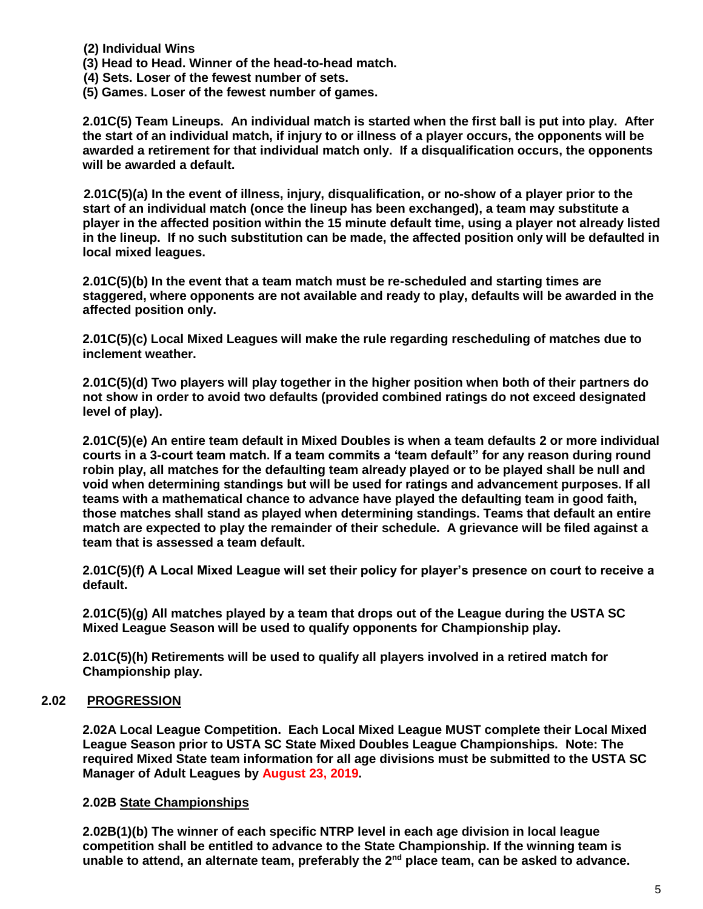**(2) Individual Wins**
**(3) Head to Head. Winner of the head-to-head match.**
**(4) Sets. Loser of the fewest number of sets.**
**(5) Games. Loser of the fewest number of games.**

**2.01C(5) Team Lineups. An individual match is started when the first ball is put into play. After the start of an individual match, if injury to or illness of a player occurs, the opponents will be awarded a retirement for that individual match only. If a disqualification occurs, the opponents will be awarded a default.**

**2.01C(5)(a) In the event of illness, injury, disqualification, or no-show of a player prior to the start of an individual match (once the lineup has been exchanged), a team may substitute a player in the affected position within the 15 minute default time, using a player not already listed in the lineup. If no such substitution can be made, the affected position only will be defaulted in local mixed leagues.**

**2.01C(5)(b) In the event that a team match must be re-scheduled and starting times are staggered, where opponents are not available and ready to play, defaults will be awarded in the affected position only.**

**2.01C(5)(c) Local Mixed Leagues will make the rule regarding rescheduling of matches due to inclement weather.**

**2.01C(5)(d) Two players will play together in the higher position when both of their partners do not show in order to avoid two defaults (provided combined ratings do not exceed designated level of play).**

**2.01C(5)(e) An entire team default in Mixed Doubles is when a team defaults 2 or more individual courts in a 3-court team match. If a team commits a 'team default" for any reason during round robin play, all matches for the defaulting team already played or to be played shall be null and void when determining standings but will be used for ratings and advancement purposes. If all teams with a mathematical chance to advance have played the defaulting team in good faith, those matches shall stand as played when determining standings. Teams that default an entire match are expected to play the remainder of their schedule. A grievance will be filed against a team that is assessed a team default.**

**2.01C(5)(f) A Local Mixed League will set their policy for player's presence on court to receive a default.**

**2.01C(5)(g) All matches played by a team that drops out of the League during the USTA SC Mixed League Season will be used to qualify opponents for Championship play.**

**2.01C(5)(h) Retirements will be used to qualify all players involved in a retired match for Championship play.**

## 2.02 PROGRESSION

**2.02A Local League Competition. Each Local Mixed League MUST complete their Local Mixed League Season prior to USTA SC State Mixed Doubles League Championships. Note: The required Mixed State team information for all age divisions must be submitted to the USTA SC Manager of Adult Leagues by August 23, 2019.**

**2.02B State Championships**

**2.02B(1)(b) The winner of each specific NTRP level in each age division in local league competition shall be entitled to advance to the State Championship. If the winning team is unable to attend, an alternate team, preferably the 2nd place team, can be asked to advance.**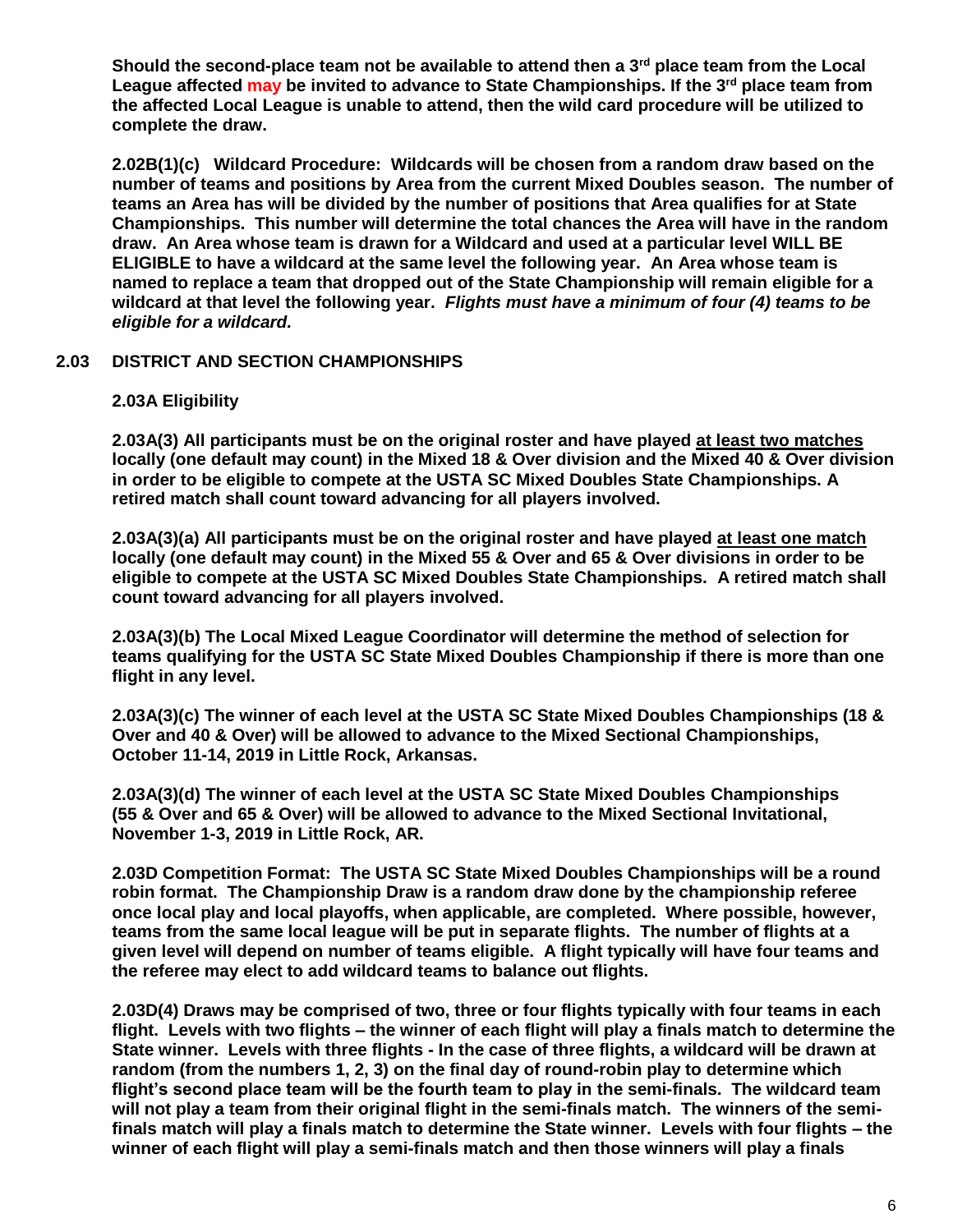**Should the second-place team not be available to attend then a 3rd place team from the Local League affected may be invited to advance to State Championships. If the 3rd place team from the affected Local League is unable to attend, then the wild card procedure will be utilized to complete the draw.**

**2.02B(1)(c) Wildcard Procedure: Wildcards will be chosen from a random draw based on the number of teams and positions by Area from the current Mixed Doubles season. The number of teams an Area has will be divided by the number of positions that Area qualifies for at State Championships. This number will determine the total chances the Area will have in the random draw. An Area whose team is drawn for a Wildcard and used at a particular level WILL BE ELIGIBLE to have a wildcard at the same level the following year. An Area whose team is named to replace a team that dropped out of the State Championship will remain eligible for a wildcard at that level the following year.** ***Flights must have a minimum of four (4) teams to be eligible for a wildcard.***

## 2.03 DISTRICT AND SECTION CHAMPIONSHIPS

### 2.03A Eligibility

**2.03A(3) All participants must be on the original roster and have played <u>at least two matches</u> locally (one default may count) in the Mixed 18 & Over division and the Mixed 40 & Over division in order to be eligible to compete at the USTA SC Mixed Doubles State Championships. A retired match shall count toward advancing for all players involved.**

**2.03A(3)(a) All participants must be on the original roster and have played <u>at least one match</u> locally (one default may count) in the Mixed 55 & Over and 65 & Over divisions in order to be eligible to compete at the USTA SC Mixed Doubles State Championships. A retired match shall count toward advancing for all players involved.**

**2.03A(3)(b) The Local Mixed League Coordinator will determine the method of selection for teams qualifying for the USTA SC State Mixed Doubles Championship if there is more than one flight in any level.**

**2.03A(3)(c) The winner of each level at the USTA SC State Mixed Doubles Championships (18 & Over and 40 & Over) will be allowed to advance to the Mixed Sectional Championships, October 11-14, 2019 in Little Rock, Arkansas.**

**2.03A(3)(d) The winner of each level at the USTA SC State Mixed Doubles Championships (55 & Over and 65 & Over) will be allowed to advance to the Mixed Sectional Invitational, November 1-3, 2019 in Little Rock, AR.**

**2.03D Competition Format: The USTA SC State Mixed Doubles Championships will be a round robin format. The Championship Draw is a random draw done by the championship referee once local play and local playoffs, when applicable, are completed. Where possible, however, teams from the same local league will be put in separate flights. The number of flights at a given level will depend on number of teams eligible. A flight typically will have four teams and the referee may elect to add wildcard teams to balance out flights.**

**2.03D(4) Draws may be comprised of two, three or four flights typically with four teams in each flight. Levels with two flights – the winner of each flight will play a finals match to determine the State winner. Levels with three flights - In the case of three flights, a wildcard will be drawn at random (from the numbers 1, 2, 3) on the final day of round-robin play to determine which flight's second place team will be the fourth team to play in the semi-finals. The wildcard team will not play a team from their original flight in the semi-finals match. The winners of the semi-finals match will play a finals match to determine the State winner. Levels with four flights – the winner of each flight will play a semi-finals match and then those winners will play a finals**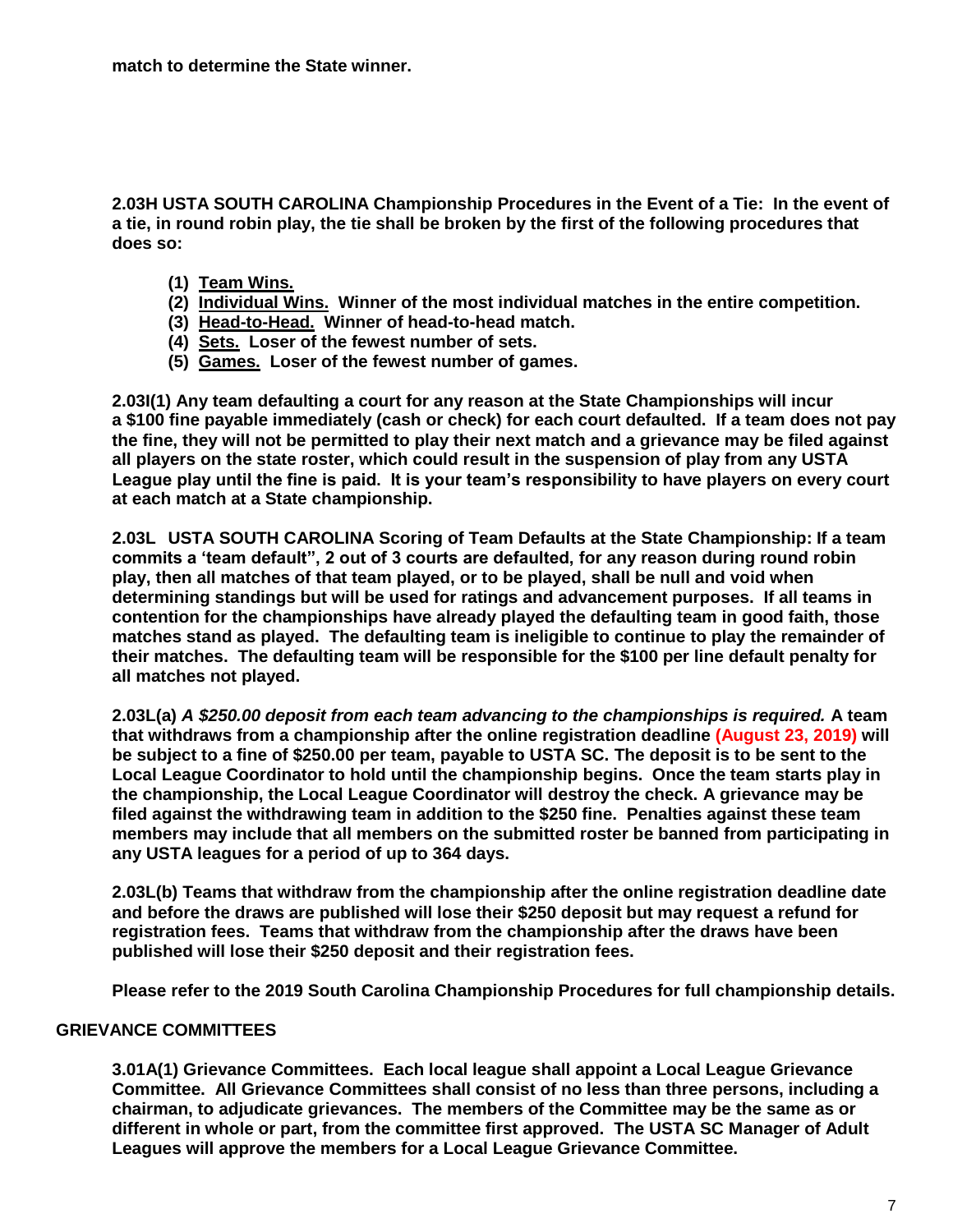**match to determine the State winner.**

**2.03H USTA SOUTH CAROLINA Championship Procedures in the Event of a Tie: In the event of a tie, in round robin play, the tie shall be broken by the first of the following procedures that does so:**

**(1) Team Wins.**
**(2) Individual Wins. Winner of the most individual matches in the entire competition.**
**(3) Head-to-Head. Winner of head-to-head match.**
**(4) Sets. Loser of the fewest number of sets.**
**(5) Games. Loser of the fewest number of games.**

**2.03I(1) Any team defaulting a court for any reason at the State Championships will incur a $100 fine payable immediately (cash or check) for each court defaulted. If a team does not pay the fine, they will not be permitted to play their next match and a grievance may be filed against all players on the state roster, which could result in the suspension of play from any USTA League play until the fine is paid. It is your team's responsibility to have players on every court at each match at a State championship.**

**2.03L USTA SOUTH CAROLINA Scoring of Team Defaults at the State Championship: If a team commits a 'team default", 2 out of 3 courts are defaulted, for any reason during round robin play, then all matches of that team played, or to be played, shall be null and void when determining standings but will be used for ratings and advancement purposes. If all teams in contention for the championships have already played the defaulting team in good faith, those matches stand as played. The defaulting team is ineligible to continue to play the remainder of their matches. The defaulting team will be responsible for the $100 per line default penalty for all matches not played.**

**2.03L(a)** ***A $250.00 deposit from each team advancing to the championships is required.*** **A team that withdraws from a championship after the online registration deadline (August 23, 2019) will be subject to a fine of $250.00 per team, payable to USTA SC. The deposit is to be sent to the Local League Coordinator to hold until the championship begins. Once the team starts play in the championship, the Local League Coordinator will destroy the check. A grievance may be filed against the withdrawing team in addition to the $250 fine. Penalties against these team members may include that all members on the submitted roster be banned from participating in any USTA leagues for a period of up to 364 days.**

**2.03L(b) Teams that withdraw from the championship after the online registration deadline date and before the draws are published will lose their $250 deposit but may request a refund for registration fees. Teams that withdraw from the championship after the draws have been published will lose their $250 deposit and their registration fees.**

**Please refer to the 2019 South Carolina Championship Procedures for full championship details.**

## GRIEVANCE COMMITTEES

**3.01A(1) Grievance Committees. Each local league shall appoint a Local League Grievance Committee. All Grievance Committees shall consist of no less than three persons, including a chairman, to adjudicate grievances. The members of the Committee may be the same as or different in whole or part, from the committee first approved. The USTA SC Manager of Adult Leagues will approve the members for a Local League Grievance Committee.**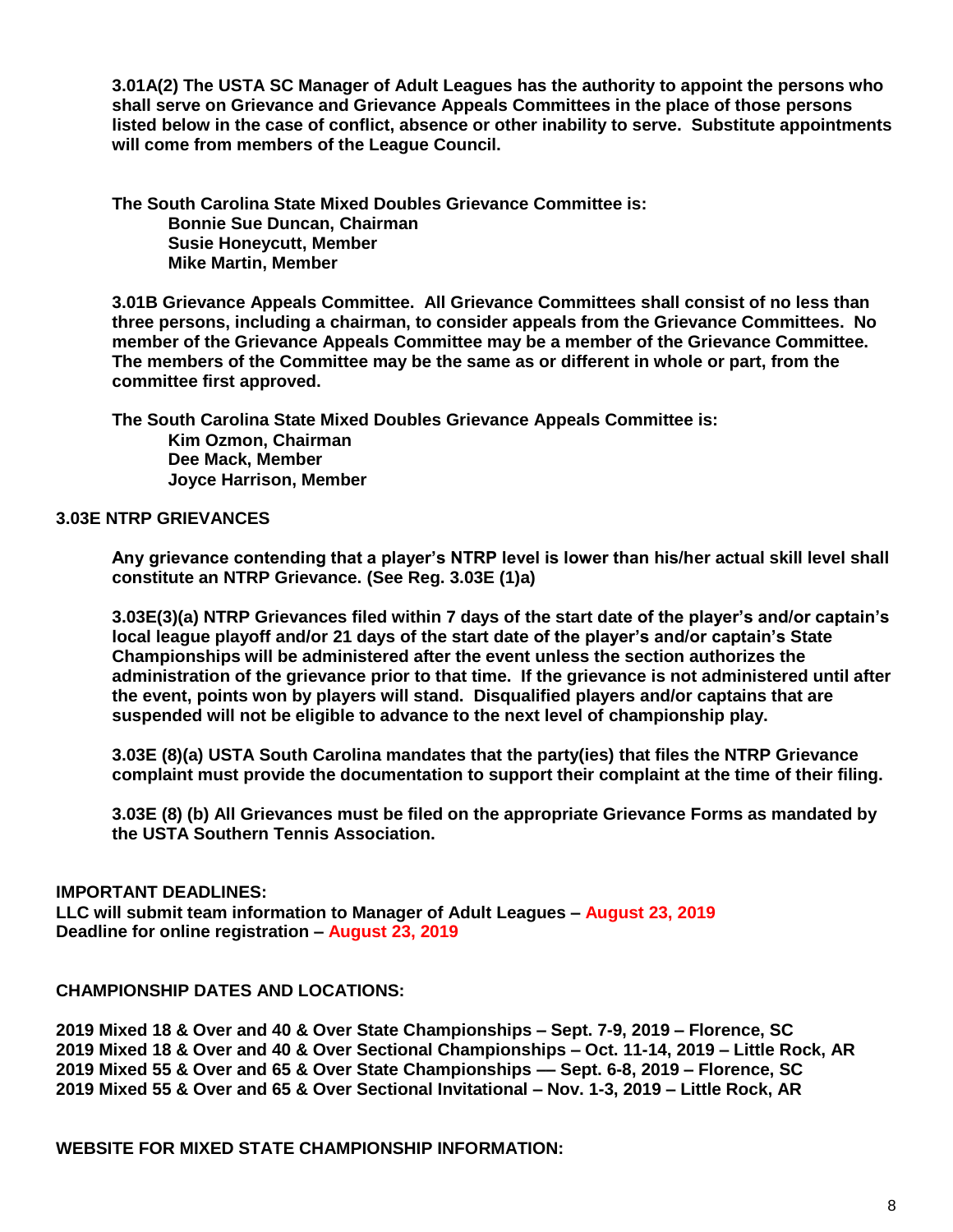**3.01A(2) The USTA SC Manager of Adult Leagues has the authority to appoint the persons who shall serve on Grievance and Grievance Appeals Committees in the place of those persons listed below in the case of conflict, absence or other inability to serve. Substitute appointments will come from members of the League Council.**

**The South Carolina State Mixed Doubles Grievance Committee is:**
**Bonnie Sue Duncan, Chairman**
**Susie Honeycutt, Member**
**Mike Martin, Member**

**3.01B Grievance Appeals Committee. All Grievance Committees shall consist of no less than three persons, including a chairman, to consider appeals from the Grievance Committees. No member of the Grievance Appeals Committee may be a member of the Grievance Committee. The members of the Committee may be the same as or different in whole or part, from the committee first approved.**

**The South Carolina State Mixed Doubles Grievance Appeals Committee is:**
**Kim Ozmon, Chairman**
**Dee Mack, Member**
**Joyce Harrison, Member**

**3.03E NTRP GRIEVANCES**

**Any grievance contending that a player's NTRP level is lower than his/her actual skill level shall constitute an NTRP Grievance. (See Reg. 3.03E (1)a)**

**3.03E(3)(a) NTRP Grievances filed within 7 days of the start date of the player's and/or captain's local league playoff and/or 21 days of the start date of the player's and/or captain's State Championships will be administered after the event unless the section authorizes the administration of the grievance prior to that time. If the grievance is not administered until after the event, points won by players will stand. Disqualified players and/or captains that are suspended will not be eligible to advance to the next level of championship play.**

**3.03E (8)(a) USTA South Carolina mandates that the party(ies) that files the NTRP Grievance complaint must provide the documentation to support their complaint at the time of their filing.**

**3.03E (8) (b) All Grievances must be filed on the appropriate Grievance Forms as mandated by the USTA Southern Tennis Association.**

**IMPORTANT DEADLINES:**
**LLC will submit team information to Manager of Adult Leagues – August 23, 2019**
**Deadline for online registration – August 23, 2019**

**CHAMPIONSHIP DATES AND LOCATIONS:**

**2019 Mixed 18 & Over and 40 & Over State Championships – Sept. 7-9, 2019 – Florence, SC**
**2019 Mixed 18 & Over and 40 & Over Sectional Championships – Oct. 11-14, 2019 – Little Rock, AR**
**2019 Mixed 55 & Over and 65 & Over State Championships –– Sept. 6-8, 2019 – Florence, SC**
**2019 Mixed 55 & Over and 65 & Over Sectional Invitational – Nov. 1-3, 2019 – Little Rock, AR**

**WEBSITE FOR MIXED STATE CHAMPIONSHIP INFORMATION:**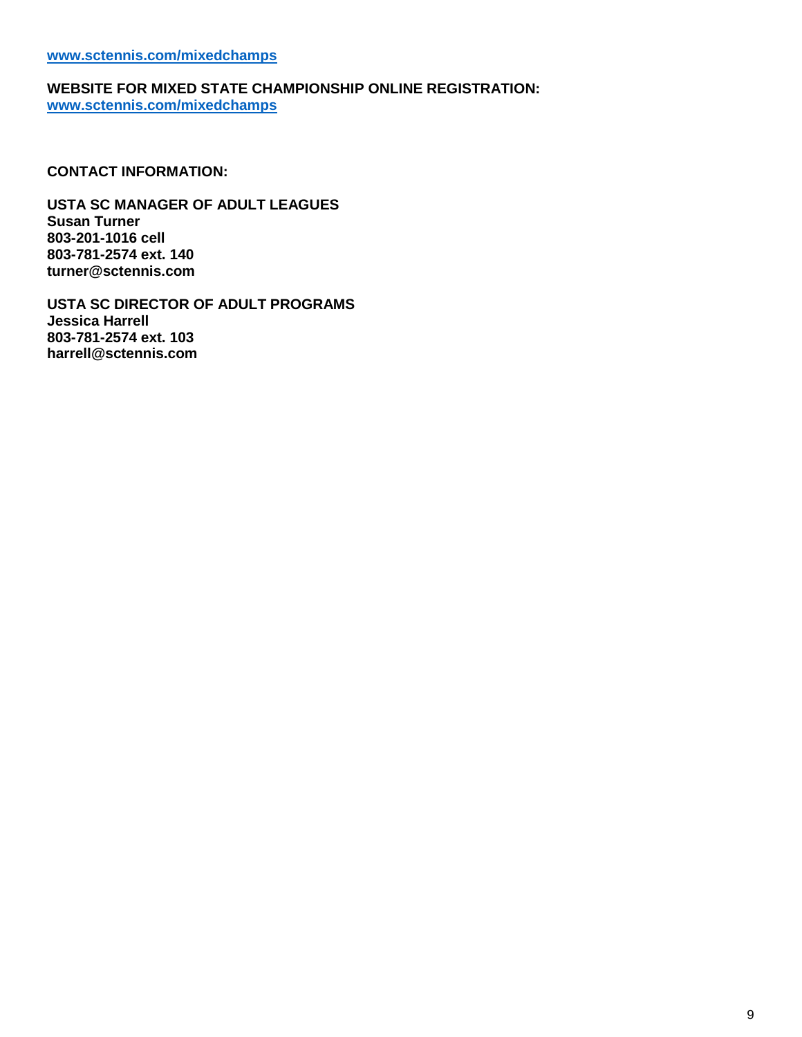[www.sctennis.com/mixedchamps](http://www.sctennis.com/mixedchamps)

**WEBSITE FOR MIXED STATE CHAMPIONSHIP ONLINE REGISTRATION:**
[www.sctennis.com/mixedchamps](http://www.sctennis.com/mixedchamps)

**CONTACT INFORMATION:**

**USTA SC MANAGER OF ADULT LEAGUES**
**Susan Turner**
**803-201-1016 cell**
**803-781-2574 ext. 140**
**turner@sctennis.com**

**USTA SC DIRECTOR OF ADULT PROGRAMS**
**Jessica Harrell**
**803-781-2574 ext. 103**
**harrell@sctennis.com**